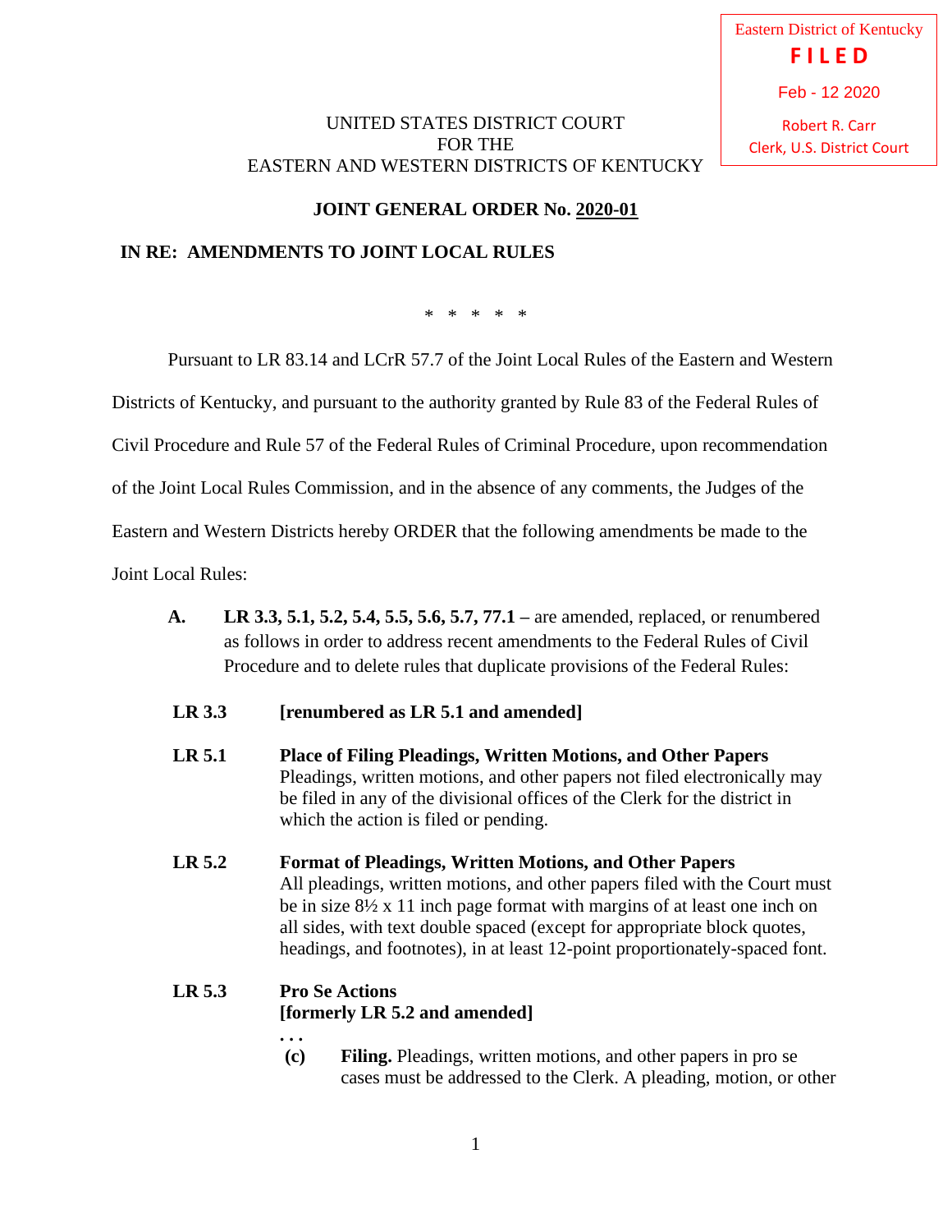Eastern District of Kentucky
**FILED**
Feb - 12 2020
Robert R. Carr
Clerk, U.S. District Court

UNITED STATES DISTRICT COURT
FOR THE
EASTERN AND WESTERN DISTRICTS OF KENTUCKY

**JOINT GENERAL ORDER No. 2020-01**

**IN RE: AMENDMENTS TO JOINT LOCAL RULES**

\* \* \* \* \*

Pursuant to LR 83.14 and LCrR 57.7 of the Joint Local Rules of the Eastern and Western Districts of Kentucky, and pursuant to the authority granted by Rule 83 of the Federal Rules of Civil Procedure and Rule 57 of the Federal Rules of Criminal Procedure, upon recommendation of the Joint Local Rules Commission, and in the absence of any comments, the Judges of the Eastern and Western Districts hereby ORDER that the following amendments be made to the Joint Local Rules:

**A.** **LR 3.3, 5.1, 5.2, 5.4, 5.5, 5.6, 5.7, 77.1 –** are amended, replaced, or renumbered as follows in order to address recent amendments to the Federal Rules of Civil Procedure and to delete rules that duplicate provisions of the Federal Rules:

**LR 3.3** **[renumbered as LR 5.1 and amended]**

**LR 5.1** **Place of Filing Pleadings, Written Motions, and Other Papers**
Pleadings, written motions, and other papers not filed electronically may be filed in any of the divisional offices of the Clerk for the district in which the action is filed or pending.

**LR 5.2** **Format of Pleadings, Written Motions, and Other Papers**
All pleadings, written motions, and other papers filed with the Court must be in size 8½ x 11 inch page format with margins of at least one inch on all sides, with text double spaced (except for appropriate block quotes, headings, and footnotes), in at least 12-point proportionately-spaced font.

**LR 5.3** **Pro Se Actions**
**[formerly LR 5.2 and amended]**

**. . .**

**(c)** **Filing.** Pleadings, written motions, and other papers in pro se cases must be addressed to the Clerk. A pleading, motion, or other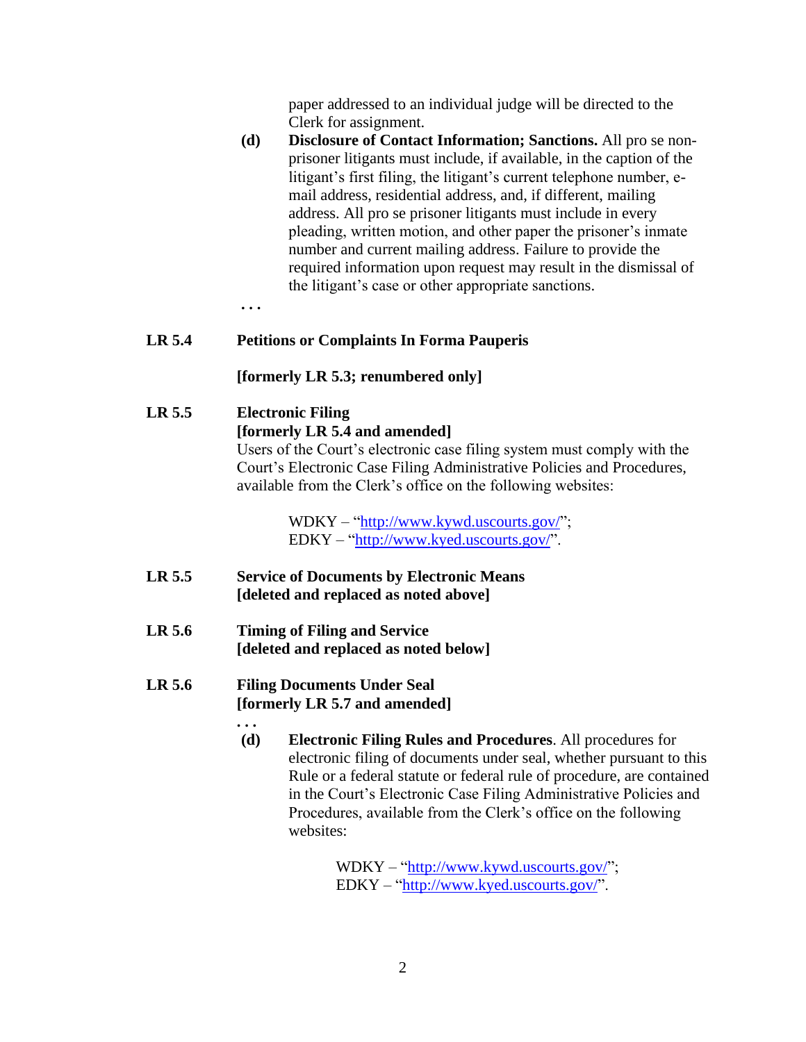paper addressed to an individual judge will be directed to the Clerk for assignment.

**(d)** **Disclosure of Contact Information; Sanctions.** All pro se non-prisoner litigants must include, if available, in the caption of the litigant's first filing, the litigant's current telephone number, e-mail address, residential address, and, if different, mailing address. All pro se prisoner litigants must include in every pleading, written motion, and other paper the prisoner's inmate number and current mailing address. Failure to provide the required information upon request may result in the dismissal of the litigant's case or other appropriate sanctions.

. . .

**LR 5.4 Petitions or Complaints In Forma Pauperis**

**[formerly LR 5.3; renumbered only]**

**LR 5.5 Electronic Filing**
**[formerly LR 5.4 and amended]**

Users of the Court's electronic case filing system must comply with the Court's Electronic Case Filing Administrative Policies and Procedures, available from the Clerk's office on the following websites:

WDKY – "http://www.kywd.uscourts.gov/";
EDKY – "http://www.kyed.uscourts.gov/".

**LR 5.5 Service of Documents by Electronic Means**
**[deleted and replaced as noted above]**

**LR 5.6 Timing of Filing and Service**
**[deleted and replaced as noted below]**

**LR 5.6 Filing Documents Under Seal**
**[formerly LR 5.7 and amended]**

. . .

**(d)** **Electronic Filing Rules and Procedures**. All procedures for electronic filing of documents under seal, whether pursuant to this Rule or a federal statute or federal rule of procedure, are contained in the Court's Electronic Case Filing Administrative Policies and Procedures, available from the Clerk's office on the following websites:

WDKY – "http://www.kywd.uscourts.gov/";
EDKY – "http://www.kyed.uscourts.gov/".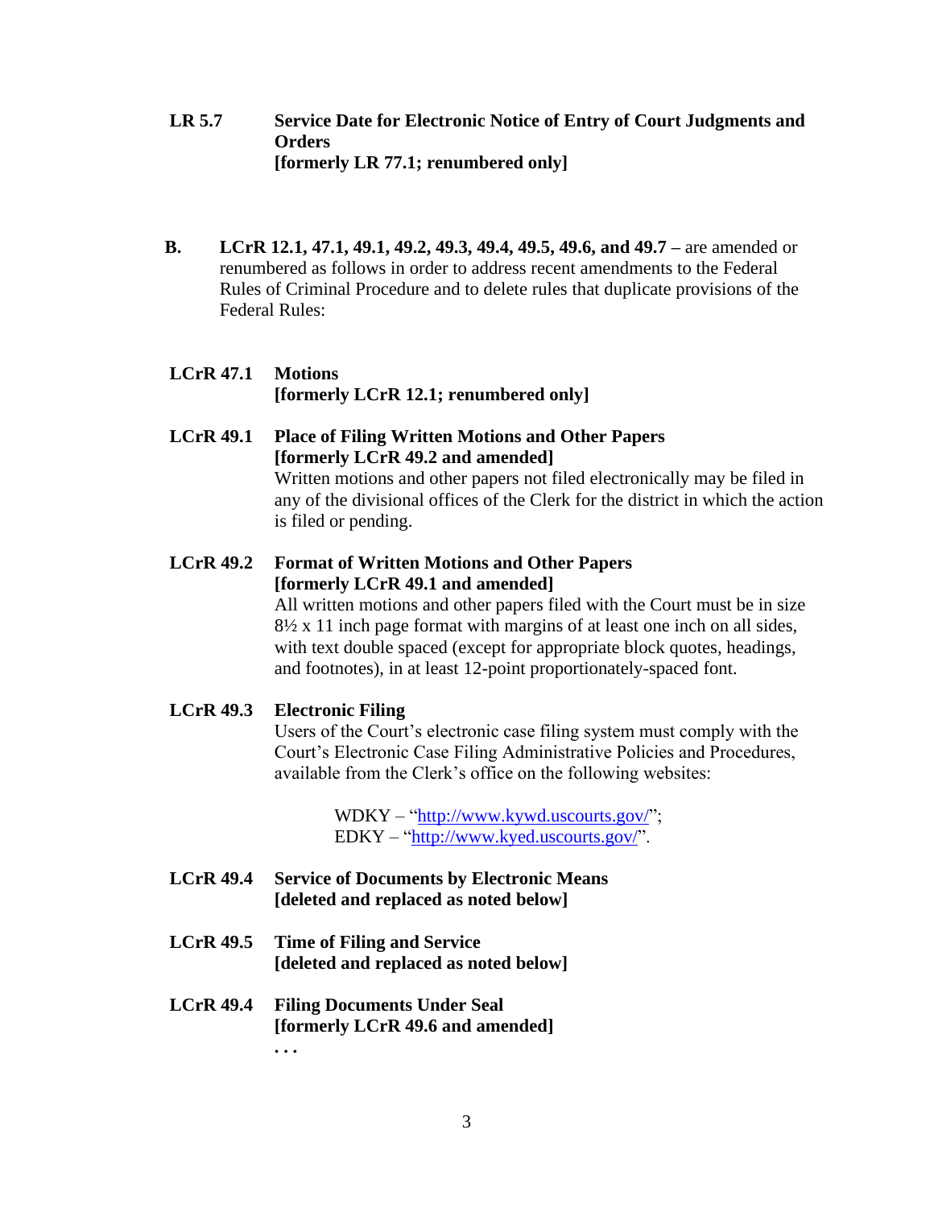**LR 5.7 Service Date for Electronic Notice of Entry of Court Judgments and Orders**
**[formerly LR 77.1; renumbered only]**

**B. LCrR 12.1, 47.1, 49.1, 49.2, 49.3, 49.4, 49.5, 49.6, and 49.7** – are amended or renumbered as follows in order to address recent amendments to the Federal Rules of Criminal Procedure and to delete rules that duplicate provisions of the Federal Rules:

**LCrR 47.1 Motions**
**[formerly LCrR 12.1; renumbered only]**

**LCrR 49.1 Place of Filing Written Motions and Other Papers**
**[formerly LCrR 49.2 and amended]**

Written motions and other papers not filed electronically may be filed in any of the divisional offices of the Clerk for the district in which the action is filed or pending.

**LCrR 49.2 Format of Written Motions and Other Papers**
**[formerly LCrR 49.1 and amended]**

All written motions and other papers filed with the Court must be in size 8½ x 11 inch page format with margins of at least one inch on all sides, with text double spaced (except for appropriate block quotes, headings, and footnotes), in at least 12-point proportionately-spaced font.

**LCrR 49.3 Electronic Filing**

Users of the Court's electronic case filing system must comply with the Court's Electronic Case Filing Administrative Policies and Procedures, available from the Clerk's office on the following websites:

WDKY – "http://www.kywd.uscourts.gov/";
EDKY – "http://www.kyed.uscourts.gov/".

**LCrR 49.4 Service of Documents by Electronic Means**
**[deleted and replaced as noted below]**

**LCrR 49.5 Time of Filing and Service**
**[deleted and replaced as noted below]**

**LCrR 49.4 Filing Documents Under Seal**
**[formerly LCrR 49.6 and amended]**

**. . .**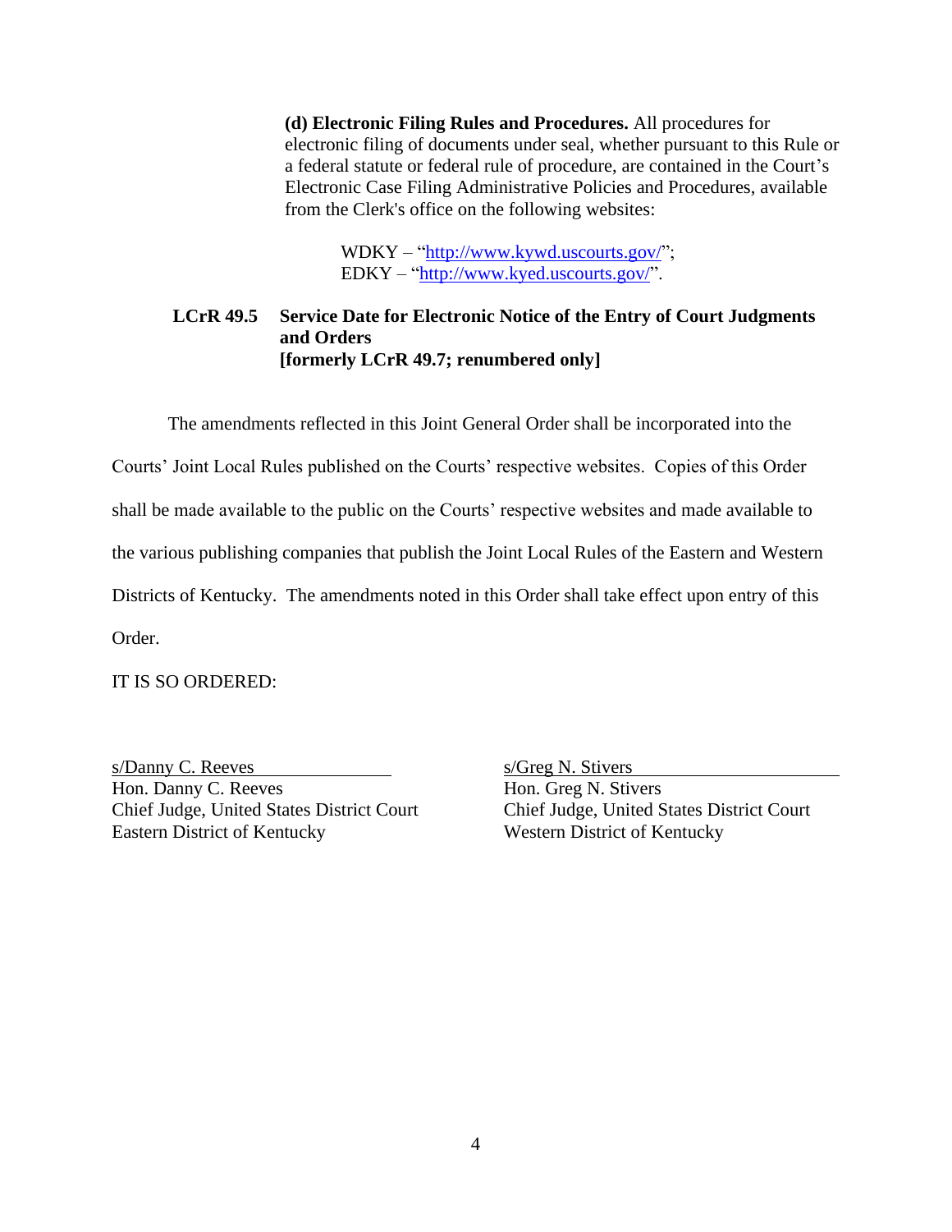**(d) Electronic Filing Rules and Procedures.** All procedures for electronic filing of documents under seal, whether pursuant to this Rule or a federal statute or federal rule of procedure, are contained in the Court's Electronic Case Filing Administrative Policies and Procedures, available from the Clerk's office on the following websites:

WDKY – "http://www.kywd.uscourts.gov/";
EDKY – "http://www.kyed.uscourts.gov/".

**LCrR 49.5 Service Date for Electronic Notice of the Entry of Court Judgments and Orders [formerly LCrR 49.7; renumbered only]**

The amendments reflected in this Joint General Order shall be incorporated into the Courts' Joint Local Rules published on the Courts' respective websites. Copies of this Order shall be made available to the public on the Courts' respective websites and made available to the various publishing companies that publish the Joint Local Rules of the Eastern and Western Districts of Kentucky. The amendments noted in this Order shall take effect upon entry of this Order.

IT IS SO ORDERED:

s/Danny C. Reeves
Hon. Danny C. Reeves
Chief Judge, United States District Court
Eastern District of Kentucky

s/Greg N. Stivers
Hon. Greg N. Stivers
Chief Judge, United States District Court
Western District of Kentucky